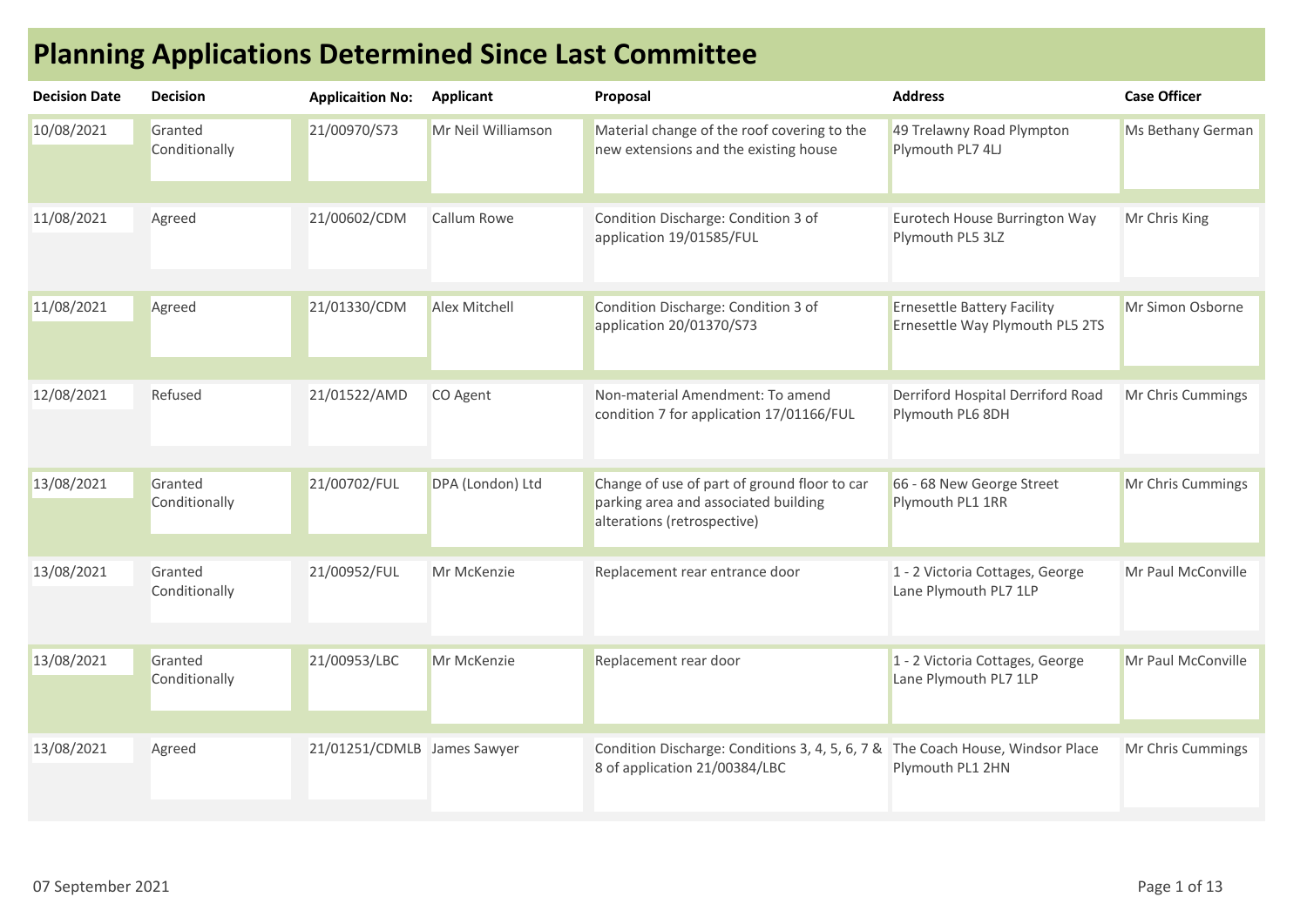# Planning Applications Determined Since Last Committee

| Decision Date | Decision | Applicaition No: | Applicant | Proposal | Address | Case Officer |
|---|---|---|---|---|---|---|
| 10/08/2021 | Granted Conditionally | 21/00970/S73 | Mr Neil Williamson | Material change of the roof covering to the new extensions and the existing house | 49 Trelawny Road Plympton Plymouth PL7 4LJ | Ms Bethany German |
| 11/08/2021 | Agreed | 21/00602/CDM | Callum Rowe | Condition Discharge: Condition 3 of application 19/01585/FUL | Eurotech House Burrington Way Plymouth PL5 3LZ | Mr Chris King |
| 11/08/2021 | Agreed | 21/01330/CDM | Alex Mitchell | Condition Discharge: Condition 3 of application 20/01370/S73 | Ernesettle Battery Facility Ernesettle Way Plymouth PL5 2TS | Mr Simon Osborne |
| 12/08/2021 | Refused | 21/01522/AMD | CO Agent | Non-material Amendment: To amend condition 7 for application 17/01166/FUL | Derriford Hospital Derriford Road Plymouth PL6 8DH | Mr Chris Cummings |
| 13/08/2021 | Granted Conditionally | 21/00702/FUL | DPA (London) Ltd | Change of use of part of ground floor to car parking area and associated building alterations (retrospective) | 66 - 68 New George Street Plymouth PL1 1RR | Mr Chris Cummings |
| 13/08/2021 | Granted Conditionally | 21/00952/FUL | Mr McKenzie | Replacement rear entrance door | 1 - 2 Victoria Cottages, George Lane Plymouth PL7 1LP | Mr Paul McConville |
| 13/08/2021 | Granted Conditionally | 21/00953/LBC | Mr McKenzie | Replacement rear door | 1 - 2 Victoria Cottages, George Lane Plymouth PL7 1LP | Mr Paul McConville |
| 13/08/2021 | Agreed | 21/01251/CDMLB | James Sawyer | Condition Discharge: Conditions 3, 4, 5, 6, 7 & 8 of application 21/00384/LBC | The Coach House, Windsor Place Plymouth PL1 2HN | Mr Chris Cummings |

07 September 2021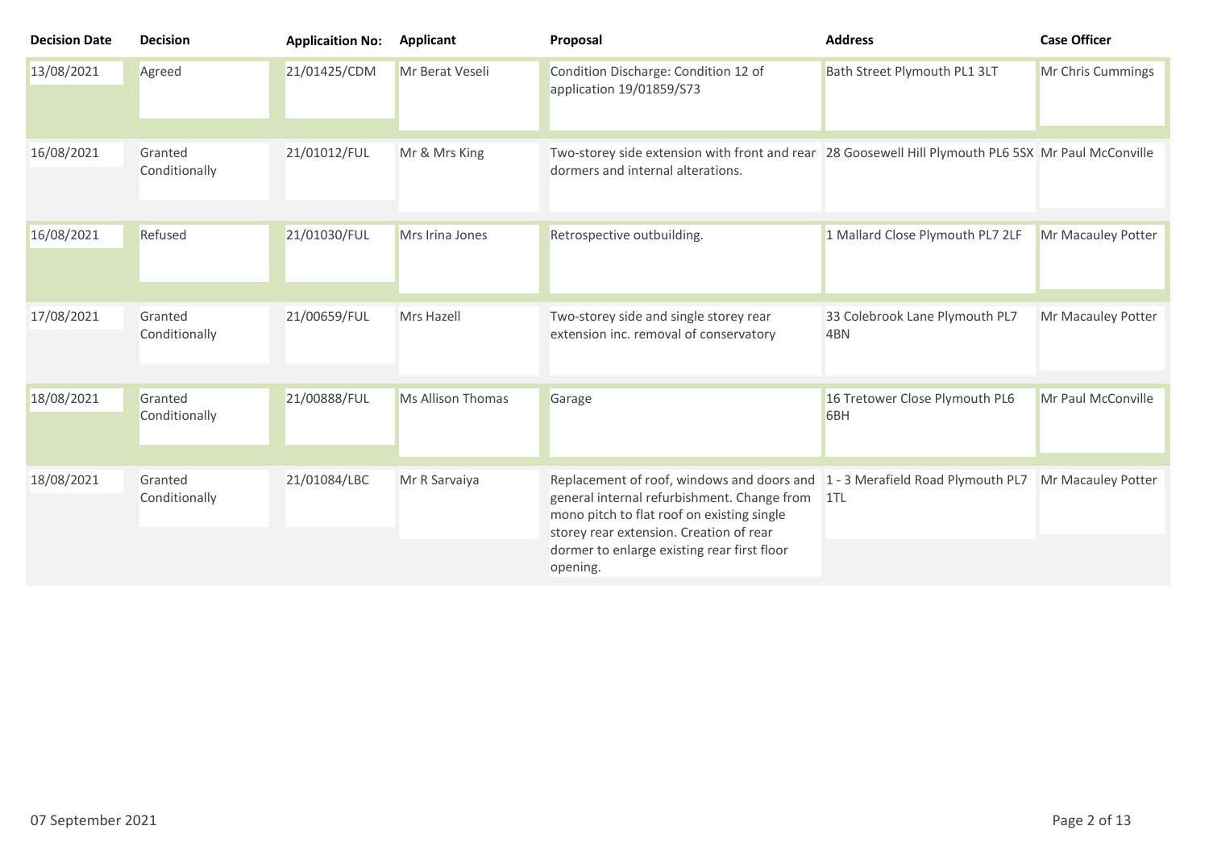| Decision Date | Decision | Applicaition No: | Applicant | Proposal | Address | Case Officer |
|---|---|---|---|---|---|---|
| 13/08/2021 | Agreed | 21/01425/CDM | Mr Berat Veseli | Condition Discharge: Condition 12 of application 19/01859/S73 | Bath Street Plymouth PL1 3LT | Mr Chris Cummings |
| 16/08/2021 | Granted Conditionally | 21/01012/FUL | Mr & Mrs King | Two-storey side extension with front and rear dormers and internal alterations. | 28 Goosewell Hill Plymouth PL6 5SX | Mr Paul McConville |
| 16/08/2021 | Refused | 21/01030/FUL | Mrs Irina Jones | Retrospective outbuilding. | 1 Mallard Close Plymouth PL7 2LF | Mr Macauley Potter |
| 17/08/2021 | Granted Conditionally | 21/00659/FUL | Mrs Hazell | Two-storey side and single storey rear extension inc. removal of conservatory | 33 Colebrook Lane Plymouth PL7 4BN | Mr Macauley Potter |
| 18/08/2021 | Granted Conditionally | 21/00888/FUL | Ms Allison Thomas | Garage | 16 Tretower Close Plymouth PL6 6BH | Mr Paul McConville |
| 18/08/2021 | Granted Conditionally | 21/01084/LBC | Mr R Sarvaiya | Replacement of roof, windows and doors and general internal refurbishment. Change from mono pitch to flat roof on existing single storey rear extension. Creation of rear dormer to enlarge existing rear first floor opening. | 1 - 3 Merafield Road Plymouth PL7 1TL | Mr Macauley Potter |

07 September 2021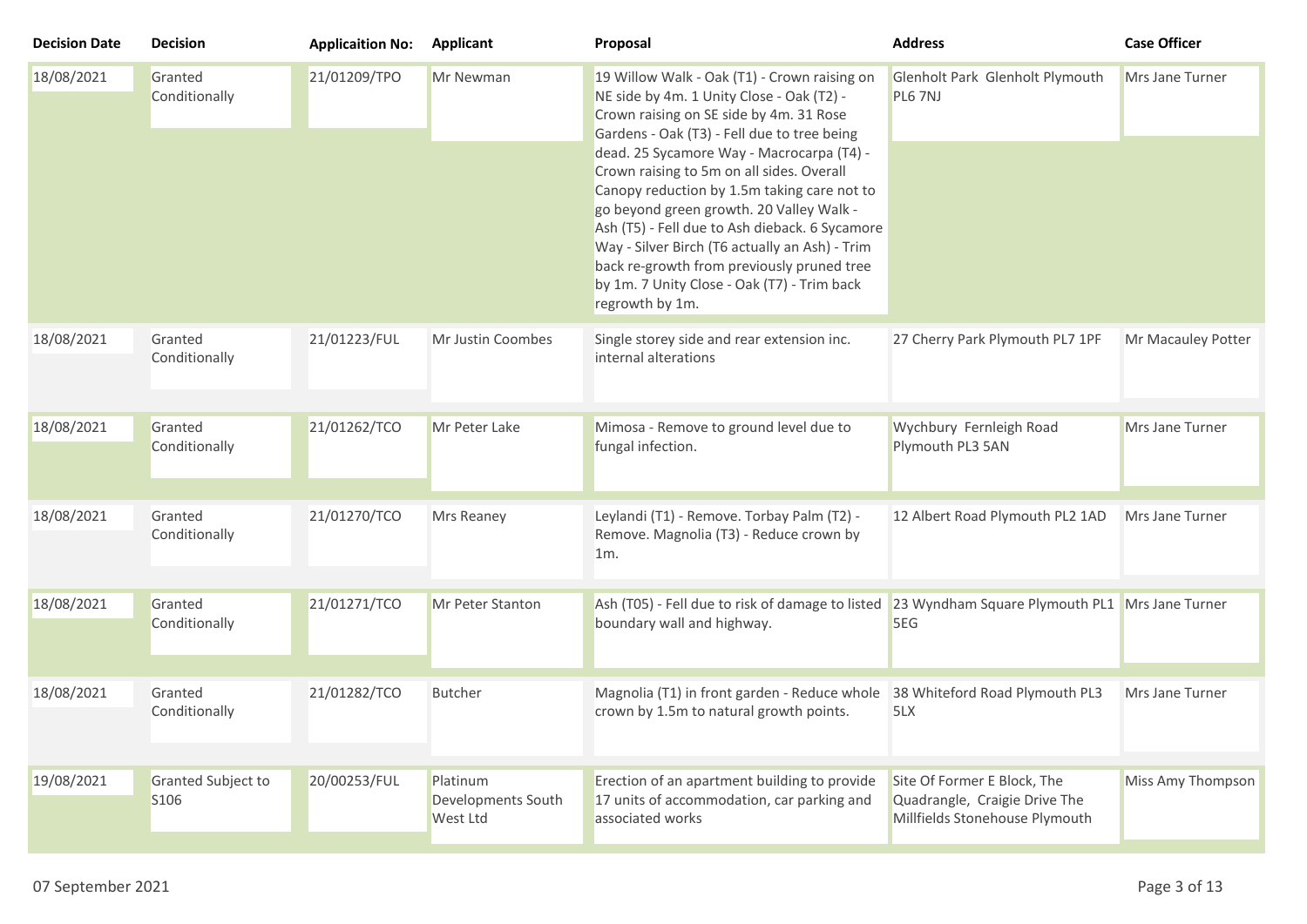| Decision Date | Decision | Applicaition No: | Applicant | Proposal | Address | Case Officer |
|---|---|---|---|---|---|---|
| 18/08/2021 | Granted Conditionally | 21/01209/TPO | Mr Newman | 19 Willow Walk - Oak (T1) - Crown raising on NE side by 4m. 1 Unity Close - Oak (T2) - Crown raising on SE side by 4m. 31 Rose Gardens - Oak (T3) - Fell due to tree being dead. 25 Sycamore Way - Macrocarpa (T4) - Crown raising to 5m on all sides. Overall Canopy reduction by 1.5m taking care not to go beyond green growth. 20 Valley Walk - Ash (T5) - Fell due to Ash dieback. 6 Sycamore Way - Silver Birch (T6 actually an Ash) - Trim back re-growth from previously pruned tree by 1m. 7 Unity Close - Oak (T7) - Trim back regrowth by 1m. | Glenholt Park Glenholt Plymouth PL6 7NJ | Mrs Jane Turner |
| 18/08/2021 | Granted Conditionally | 21/01223/FUL | Mr Justin Coombes | Single storey side and rear extension inc. internal alterations | 27 Cherry Park Plymouth PL7 1PF | Mr Macauley Potter |
| 18/08/2021 | Granted Conditionally | 21/01262/TCO | Mr Peter Lake | Mimosa - Remove to ground level due to fungal infection. | Wychbury Fernleigh Road Plymouth PL3 5AN | Mrs Jane Turner |
| 18/08/2021 | Granted Conditionally | 21/01270/TCO | Mrs Reaney | Leylandi (T1) - Remove. Torbay Palm (T2) - Remove. Magnolia (T3) - Reduce crown by 1m. | 12 Albert Road Plymouth PL2 1AD | Mrs Jane Turner |
| 18/08/2021 | Granted Conditionally | 21/01271/TCO | Mr Peter Stanton | Ash (T05) - Fell due to risk of damage to listed boundary wall and highway. | 23 Wyndham Square Plymouth PL1 5EG | Mrs Jane Turner |
| 18/08/2021 | Granted Conditionally | 21/01282/TCO | Butcher | Magnolia (T1) in front garden - Reduce whole crown by 1.5m to natural growth points. | 38 Whiteford Road Plymouth PL3 5LX | Mrs Jane Turner |
| 19/08/2021 | Granted Subject to S106 | 20/00253/FUL | Platinum Developments South West Ltd | Erection of an apartment building to provide 17 units of accommodation, car parking and associated works | Site Of Former E Block, The Quadrangle, Craigie Drive The Millfields Stonehouse Plymouth | Miss Amy Thompson |

07 September 2021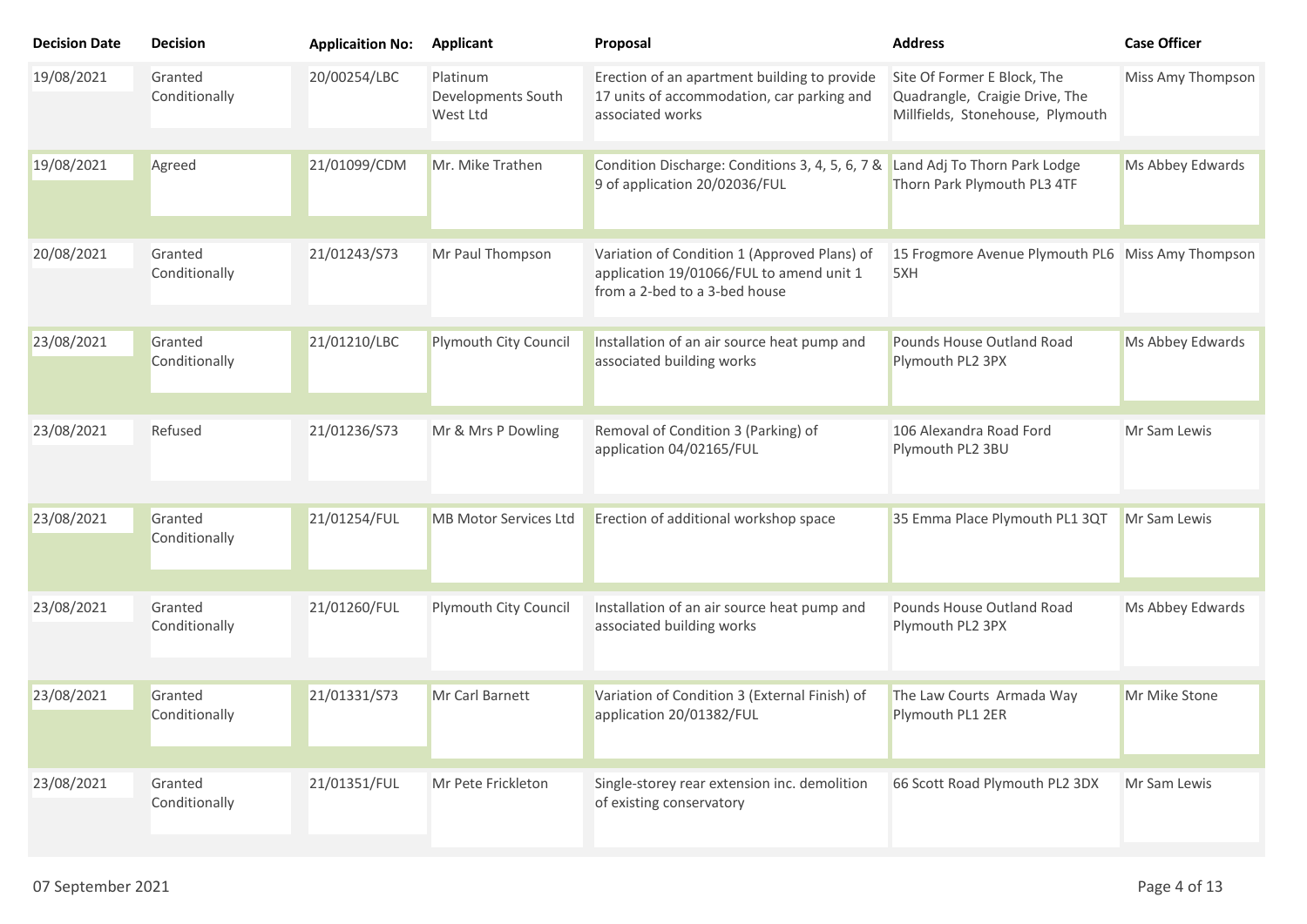| Decision Date | Decision | Applicaition No: | Applicant | Proposal | Address | Case Officer |
|---|---|---|---|---|---|---|
| 19/08/2021 | Granted Conditionally | 20/00254/LBC | Platinum Developments South West Ltd | Erection of an apartment building to provide 17 units of accommodation, car parking and associated works | Site Of Former E Block, The Quadrangle, Craigie Drive, The Millfields, Stonehouse, Plymouth | Miss Amy Thompson |
| 19/08/2021 | Agreed | 21/01099/CDM | Mr. Mike Trathen | Condition Discharge: Conditions 3, 4, 5, 6, 7 & 9 of application 20/02036/FUL | Land Adj To Thorn Park Lodge Thorn Park Plymouth PL3 4TF | Ms Abbey Edwards |
| 20/08/2021 | Granted Conditionally | 21/01243/S73 | Mr Paul Thompson | Variation of Condition 1 (Approved Plans) of application 19/01066/FUL to amend unit 1 from a 2-bed to a 3-bed house | 15 Frogmore Avenue Plymouth PL6 5XH | Miss Amy Thompson |
| 23/08/2021 | Granted Conditionally | 21/01210/LBC | Plymouth City Council | Installation of an air source heat pump and associated building works | Pounds House Outland Road Plymouth PL2 3PX | Ms Abbey Edwards |
| 23/08/2021 | Refused | 21/01236/S73 | Mr & Mrs P Dowling | Removal of Condition 3 (Parking) of application 04/02165/FUL | 106 Alexandra Road Ford Plymouth PL2 3BU | Mr Sam Lewis |
| 23/08/2021 | Granted Conditionally | 21/01254/FUL | MB Motor Services Ltd | Erection of additional workshop space | 35 Emma Place Plymouth PL1 3QT | Mr Sam Lewis |
| 23/08/2021 | Granted Conditionally | 21/01260/FUL | Plymouth City Council | Installation of an air source heat pump and associated building works | Pounds House Outland Road Plymouth PL2 3PX | Ms Abbey Edwards |
| 23/08/2021 | Granted Conditionally | 21/01331/S73 | Mr Carl Barnett | Variation of Condition 3 (External Finish) of application 20/01382/FUL | The Law Courts Armada Way Plymouth PL1 2ER | Mr Mike Stone |
| 23/08/2021 | Granted Conditionally | 21/01351/FUL | Mr Pete Frickleton | Single-storey rear extension inc. demolition of existing conservatory | 66 Scott Road Plymouth PL2 3DX | Mr Sam Lewis |

07 September 2021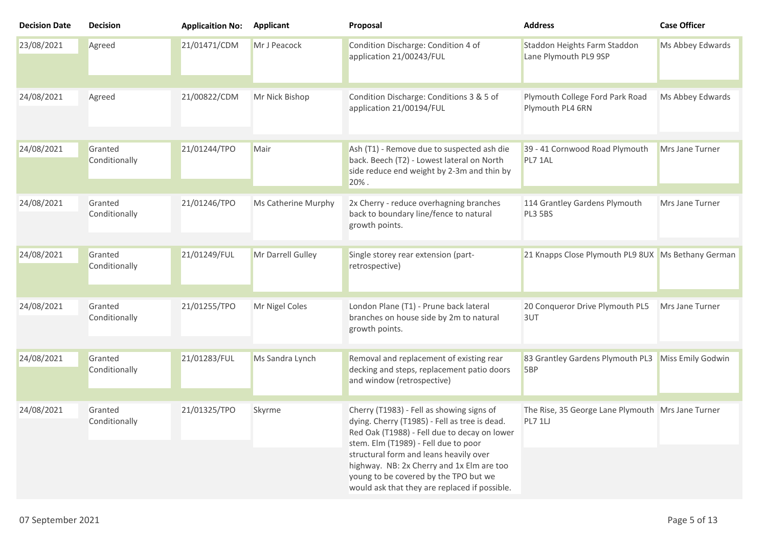| Decision Date | Decision | Applicaition No: | Applicant | Proposal | Address | Case Officer |
| --- | --- | --- | --- | --- | --- | --- |
| 23/08/2021 | Agreed | 21/01471/CDM | Mr J Peacock | Condition Discharge: Condition 4 of application 21/00243/FUL | Staddon Heights Farm Staddon Lane Plymouth PL9 9SP | Ms Abbey Edwards |
| 24/08/2021 | Agreed | 21/00822/CDM | Mr Nick Bishop | Condition Discharge: Conditions 3 & 5 of application 21/00194/FUL | Plymouth College Ford Park Road Plymouth PL4 6RN | Ms Abbey Edwards |
| 24/08/2021 | Granted Conditionally | 21/01244/TPO | Mair | Ash (T1) - Remove due to suspected ash die back. Beech (T2) - Lowest lateral on North side reduce end weight by 2-3m and thin by 20% . | 39 - 41 Cornwood Road Plymouth PL7 1AL | Mrs Jane Turner |
| 24/08/2021 | Granted Conditionally | 21/01246/TPO | Ms Catherine Murphy | 2x Cherry - reduce overhagning branches back to boundary line/fence to natural growth points. | 114 Grantley Gardens Plymouth PL3 5BS | Mrs Jane Turner |
| 24/08/2021 | Granted Conditionally | 21/01249/FUL | Mr Darrell Gulley | Single storey rear extension (part-retrospective) | 21 Knapps Close Plymouth PL9 8UX | Ms Bethany German |
| 24/08/2021 | Granted Conditionally | 21/01255/TPO | Mr Nigel Coles | London Plane (T1) - Prune back lateral branches on house side by 2m to natural growth points. | 20 Conqueror Drive Plymouth PL5 3UT | Mrs Jane Turner |
| 24/08/2021 | Granted Conditionally | 21/01283/FUL | Ms Sandra Lynch | Removal and replacement of existing rear decking and steps, replacement patio doors and window (retrospective) | 83 Grantley Gardens Plymouth PL3 5BP | Miss Emily Godwin |
| 24/08/2021 | Granted Conditionally | 21/01325/TPO | Skyrme | Cherry (T1983) - Fell as showing signs of dying. Cherry (T1985) - Fell as tree is dead. Red Oak (T1988) - Fell due to decay on lower stem. Elm (T1989) - Fell due to poor structural form and leans heavily over highway. NB: 2x Cherry and 1x Elm are too young to be covered by the TPO but we would ask that they are replaced if possible. | The Rise, 35 George Lane Plymouth PL7 1LJ | Mrs Jane Turner |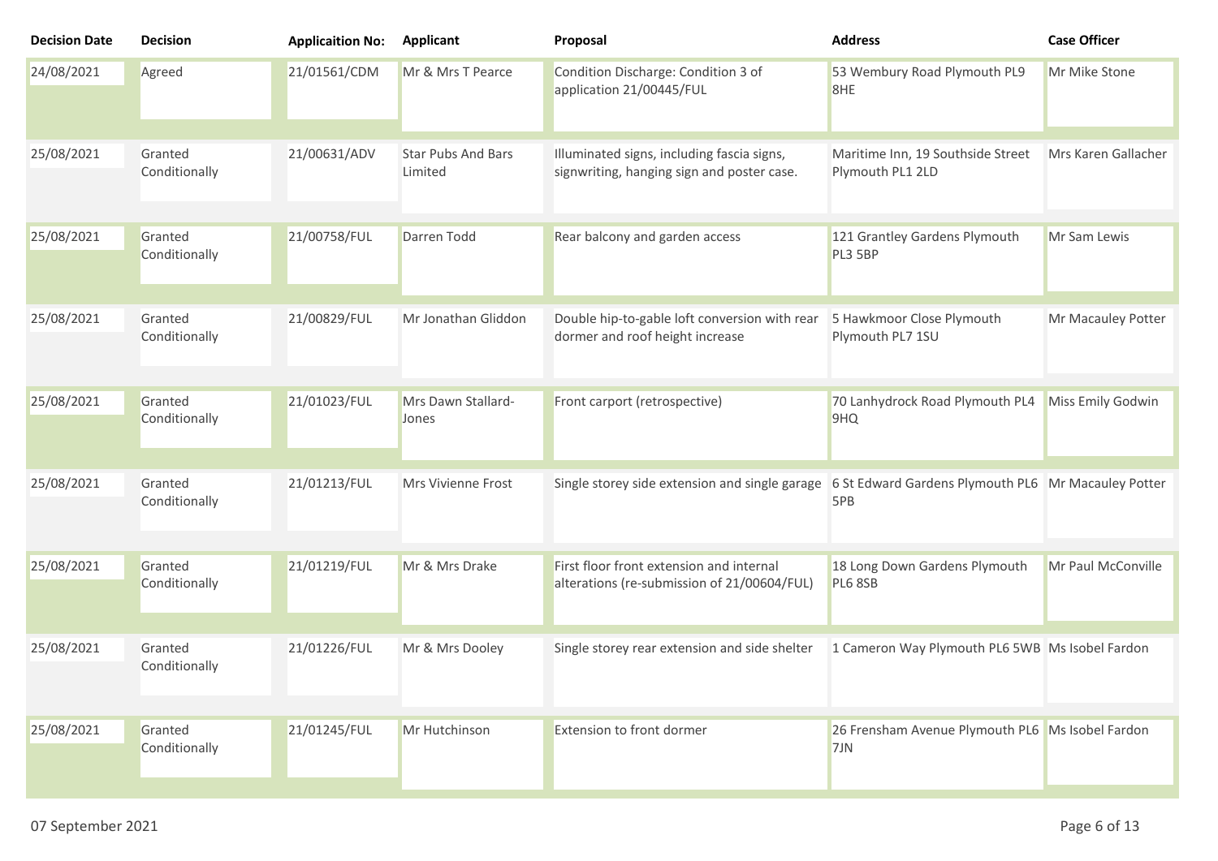| Decision Date | Decision | Applicaition No: | Applicant | Proposal | Address | Case Officer |
|---|---|---|---|---|---|---|
| 24/08/2021 | Agreed | 21/01561/CDM | Mr & Mrs T Pearce | Condition Discharge: Condition 3 of application 21/00445/FUL | 53 Wembury Road Plymouth PL9 8HE | Mr Mike Stone |
| 25/08/2021 | Granted Conditionally | 21/00631/ADV | Star Pubs And Bars Limited | Illuminated signs, including fascia signs, signwriting, hanging sign and poster case. | Maritime Inn, 19 Southside Street Plymouth PL1 2LD | Mrs Karen Gallacher |
| 25/08/2021 | Granted Conditionally | 21/00758/FUL | Darren Todd | Rear balcony and garden access | 121 Grantley Gardens Plymouth PL3 5BP | Mr Sam Lewis |
| 25/08/2021 | Granted Conditionally | 21/00829/FUL | Mr Jonathan Gliddon | Double hip-to-gable loft conversion with rear dormer and roof height increase | 5 Hawkmoor Close Plymouth PL7 1SU | Mr Macauley Potter |
| 25/08/2021 | Granted Conditionally | 21/01023/FUL | Mrs Dawn Stallard-Jones | Front carport (retrospective) | 70 Lanhydrock Road Plymouth PL4 9HQ | Miss Emily Godwin |
| 25/08/2021 | Granted Conditionally | 21/01213/FUL | Mrs Vivienne Frost | Single storey side extension and single garage | 6 St Edward Gardens Plymouth PL6 5PB | Mr Macauley Potter |
| 25/08/2021 | Granted Conditionally | 21/01219/FUL | Mr & Mrs Drake | First floor front extension and internal alterations (re-submission of 21/00604/FUL) | 18 Long Down Gardens Plymouth PL6 8SB | Mr Paul McConville |
| 25/08/2021 | Granted Conditionally | 21/01226/FUL | Mr & Mrs Dooley | Single storey rear extension and side shelter | 1 Cameron Way Plymouth PL6 5WB | Ms Isobel Fardon |
| 25/08/2021 | Granted Conditionally | 21/01245/FUL | Mr Hutchinson | Extension to front dormer | 26 Frensham Avenue Plymouth PL6 7JN | Ms Isobel Fardon |

07 September 2021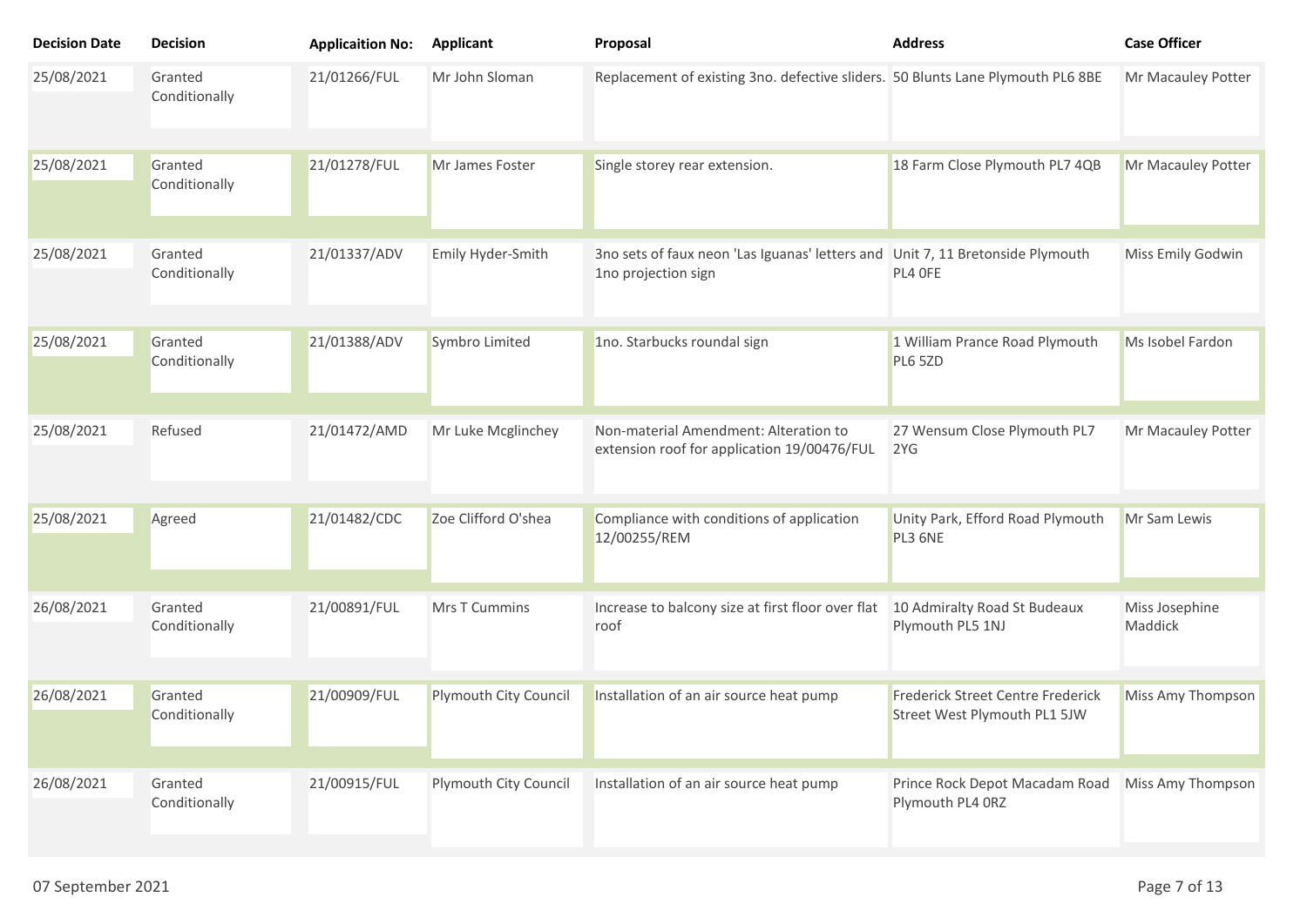| Decision Date | Decision | Applicaition No: | Applicant | Proposal | Address | Case Officer |
| --- | --- | --- | --- | --- | --- | --- |
| 25/08/2021 | Granted Conditionally | 21/01266/FUL | Mr John Sloman | Replacement of existing 3no. defective sliders. | 50 Blunts Lane Plymouth PL6 8BE | Mr Macauley Potter |
| 25/08/2021 | Granted Conditionally | 21/01278/FUL | Mr James Foster | Single storey rear extension. | 18 Farm Close Plymouth PL7 4QB | Mr Macauley Potter |
| 25/08/2021 | Granted Conditionally | 21/01337/ADV | Emily Hyder-Smith | 3no sets of faux neon 'Las Iguanas' letters and 1no projection sign | Unit 7, 11 Bretonside Plymouth PL4 0FE | Miss Emily Godwin |
| 25/08/2021 | Granted Conditionally | 21/01388/ADV | Symbro Limited | 1no. Starbucks roundal sign | 1 William Prance Road Plymouth PL6 5ZD | Ms Isobel Fardon |
| 25/08/2021 | Refused | 21/01472/AMD | Mr Luke Mcglinchey | Non-material Amendment: Alteration to extension roof for application 19/00476/FUL | 27 Wensum Close Plymouth PL7 2YG | Mr Macauley Potter |
| 25/08/2021 | Agreed | 21/01482/CDC | Zoe Clifford O'shea | Compliance with conditions of application 12/00255/REM | Unity Park, Efford Road Plymouth PL3 6NE | Mr Sam Lewis |
| 26/08/2021 | Granted Conditionally | 21/00891/FUL | Mrs T Cummins | Increase to balcony size at first floor over flat roof | 10 Admiralty Road St Budeaux Plymouth PL5 1NJ | Miss Josephine Maddick |
| 26/08/2021 | Granted Conditionally | 21/00909/FUL | Plymouth City Council | Installation of an air source heat pump | Frederick Street Centre Frederick Street West Plymouth PL1 5JW | Miss Amy Thompson |
| 26/08/2021 | Granted Conditionally | 21/00915/FUL | Plymouth City Council | Installation of an air source heat pump | Prince Rock Depot Macadam Road Plymouth PL4 0RZ | Miss Amy Thompson |

07 September 2021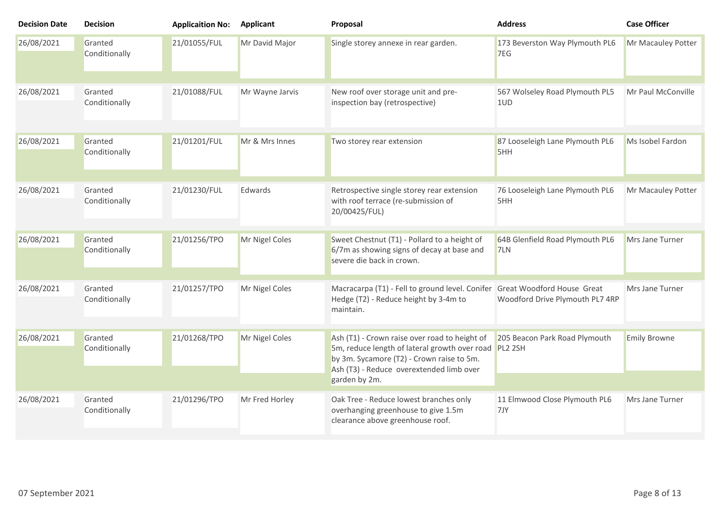| Decision Date | Decision | Applicaition No: | Applicant | Proposal | Address | Case Officer |
| --- | --- | --- | --- | --- | --- | --- |
| 26/08/2021 | Granted Conditionally | 21/01055/FUL | Mr David Major | Single storey annexe in rear garden. | 173 Beverston Way Plymouth PL6 7EG | Mr Macauley Potter |
| 26/08/2021 | Granted Conditionally | 21/01088/FUL | Mr Wayne Jarvis | New roof over storage unit and pre-inspection bay (retrospective) | 567 Wolseley Road Plymouth PL5 1UD | Mr Paul McConville |
| 26/08/2021 | Granted Conditionally | 21/01201/FUL | Mr & Mrs Innes | Two storey rear extension | 87 Looseleigh Lane Plymouth PL6 5HH | Ms Isobel Fardon |
| 26/08/2021 | Granted Conditionally | 21/01230/FUL | Edwards | Retrospective single storey rear extension with roof terrace (re-submission of 20/00425/FUL) | 76 Looseleigh Lane Plymouth PL6 5HH | Mr Macauley Potter |
| 26/08/2021 | Granted Conditionally | 21/01256/TPO | Mr Nigel Coles | Sweet Chestnut (T1) - Pollard to a height of 6/7m as showing signs of decay at base and severe die back in crown. | 64B Glenfield Road Plymouth PL6 7LN | Mrs Jane Turner |
| 26/08/2021 | Granted Conditionally | 21/01257/TPO | Mr Nigel Coles | Macracarpa (T1) - Fell to ground level. Conifer Hedge (T2) - Reduce height by 3-4m to maintain. | Great Woodford House Great Woodford Drive Plymouth PL7 4RP | Mrs Jane Turner |
| 26/08/2021 | Granted Conditionally | 21/01268/TPO | Mr Nigel Coles | Ash (T1) - Crown raise over road to height of 5m, reduce length of lateral growth over road by 3m. Sycamore (T2) - Crown raise to 5m. Ash (T3) - Reduce overextended limb over garden by 2m. | 205 Beacon Park Road Plymouth PL2 2SH | Emily Browne |
| 26/08/2021 | Granted Conditionally | 21/01296/TPO | Mr Fred Horley | Oak Tree - Reduce lowest branches only overhanging greenhouse to give 1.5m clearance above greenhouse roof. | 11 Elmwood Close Plymouth PL6 7JY | Mrs Jane Turner |

07 September 2021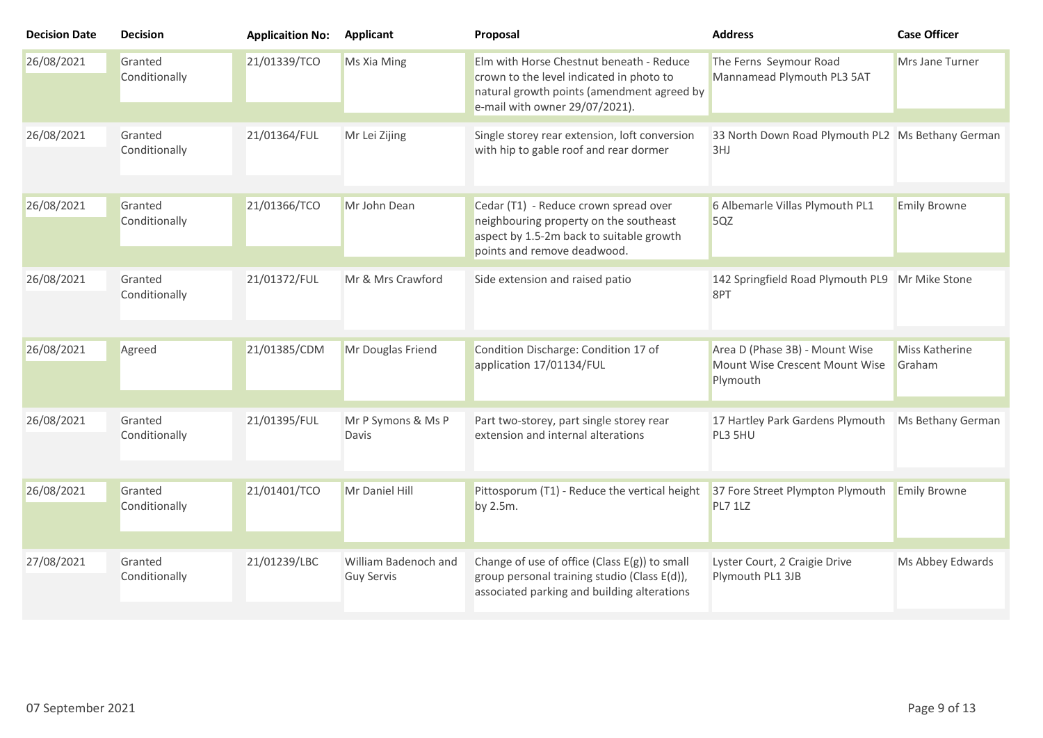| Decision Date | Decision | Applicaition No: | Applicant | Proposal | Address | Case Officer |
|---|---|---|---|---|---|---|
| 26/08/2021 | Granted Conditionally | 21/01339/TCO | Ms Xia Ming | Elm with Horse Chestnut beneath - Reduce crown to the level indicated in photo to natural growth points (amendment agreed by e-mail with owner 29/07/2021). | The Ferns Seymour Road Mannamead Plymouth PL3 5AT | Mrs Jane Turner |
| 26/08/2021 | Granted Conditionally | 21/01364/FUL | Mr Lei Zijing | Single storey rear extension, loft conversion with hip to gable roof and rear dormer | 33 North Down Road Plymouth PL2 3HJ | Ms Bethany German |
| 26/08/2021 | Granted Conditionally | 21/01366/TCO | Mr John Dean | Cedar (T1) - Reduce crown spread over neighbouring property on the southeast aspect by 1.5-2m back to suitable growth points and remove deadwood. | 6 Albemarle Villas Plymouth PL1 5QZ | Emily Browne |
| 26/08/2021 | Granted Conditionally | 21/01372/FUL | Mr & Mrs Crawford | Side extension and raised patio | 142 Springfield Road Plymouth PL9 8PT | Mr Mike Stone |
| 26/08/2021 | Agreed | 21/01385/CDM | Mr Douglas Friend | Condition Discharge: Condition 17 of application 17/01134/FUL | Area D (Phase 3B) - Mount Wise Mount Wise Crescent Mount Wise Plymouth | Miss Katherine Graham |
| 26/08/2021 | Granted Conditionally | 21/01395/FUL | Mr P Symons & Ms P Davis | Part two-storey, part single storey rear extension and internal alterations | 17 Hartley Park Gardens Plymouth PL3 5HU | Ms Bethany German |
| 26/08/2021 | Granted Conditionally | 21/01401/TCO | Mr Daniel Hill | Pittosporum (T1) - Reduce the vertical height by 2.5m. | 37 Fore Street Plympton Plymouth PL7 1LZ | Emily Browne |
| 27/08/2021 | Granted Conditionally | 21/01239/LBC | William Badenoch and Guy Servis | Change of use of office (Class E(g)) to small group personal training studio (Class E(d)), associated parking and building alterations | Lyster Court, 2 Craigie Drive Plymouth PL1 3JB | Ms Abbey Edwards |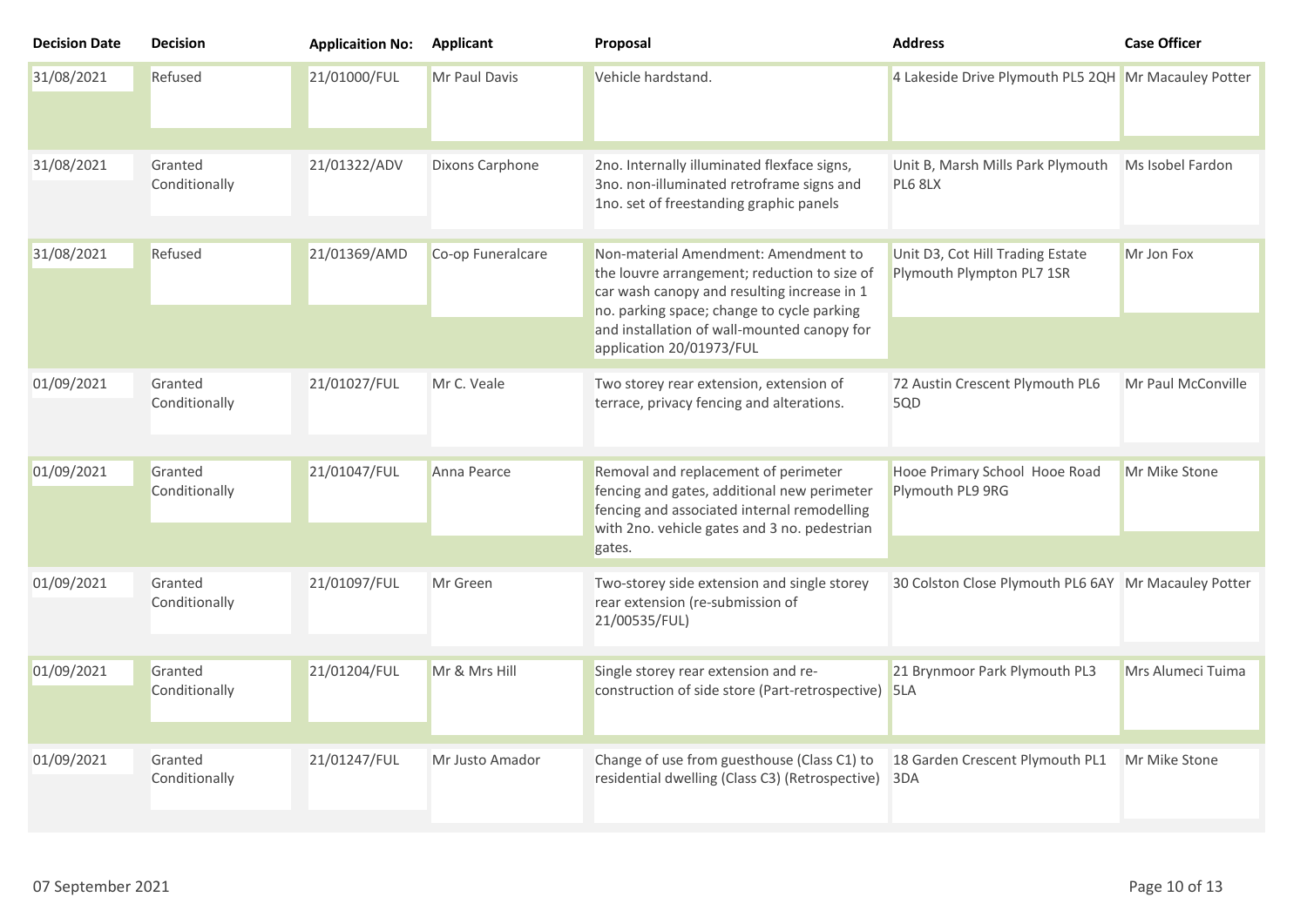| Decision Date | Decision | Applicaition No: | Applicant | Proposal | Address | Case Officer |
|---|---|---|---|---|---|---|
| 31/08/2021 | Refused | 21/01000/FUL | Mr Paul Davis | Vehicle hardstand. | 4 Lakeside Drive Plymouth PL5 2QH | Mr Macauley Potter |
| 31/08/2021 | Granted Conditionally | 21/01322/ADV | Dixons Carphone | 2no. Internally illuminated flexface signs, 3no. non-illuminated retroframe signs and 1no. set of freestanding graphic panels | Unit B, Marsh Mills Park Plymouth PL6 8LX | Ms Isobel Fardon |
| 31/08/2021 | Refused | 21/01369/AMD | Co-op Funeralcare | Non-material Amendment: Amendment to the louvre arrangement; reduction to size of car wash canopy and resulting increase in 1 no. parking space; change to cycle parking and installation of wall-mounted canopy for application 20/01973/FUL | Unit D3, Cot Hill Trading Estate Plymouth Plympton PL7 1SR | Mr Jon Fox |
| 01/09/2021 | Granted Conditionally | 21/01027/FUL | Mr C. Veale | Two storey rear extension, extension of terrace, privacy fencing and alterations. | 72 Austin Crescent Plymouth PL6 5QD | Mr Paul McConville |
| 01/09/2021 | Granted Conditionally | 21/01047/FUL | Anna Pearce | Removal and replacement of perimeter fencing and gates, additional new perimeter fencing and associated internal remodelling with 2no. vehicle gates and 3 no. pedestrian gates. | Hooe Primary School Hooe Road Plymouth PL9 9RG | Mr Mike Stone |
| 01/09/2021 | Granted Conditionally | 21/01097/FUL | Mr Green | Two-storey side extension and single storey rear extension (re-submission of 21/00535/FUL) | 30 Colston Close Plymouth PL6 6AY | Mr Macauley Potter |
| 01/09/2021 | Granted Conditionally | 21/01204/FUL | Mr & Mrs Hill | Single storey rear extension and re-construction of side store (Part-retrospective) | 21 Brynmoor Park Plymouth PL3 5LA | Mrs Alumeci Tuima |
| 01/09/2021 | Granted Conditionally | 21/01247/FUL | Mr Justo Amador | Change of use from guesthouse (Class C1) to residential dwelling (Class C3) (Retrospective) | 18 Garden Crescent Plymouth PL1 3DA | Mr Mike Stone |

07 September 2021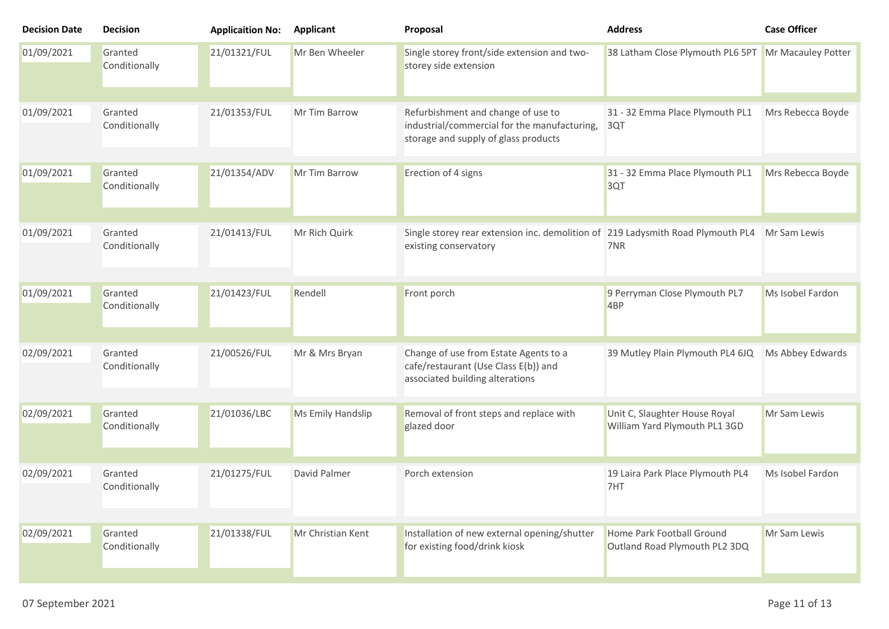| Decision Date | Decision | Applicaition No: | Applicant | Proposal | Address | Case Officer |
|---|---|---|---|---|---|---|
| 01/09/2021 | Granted Conditionally | 21/01321/FUL | Mr Ben Wheeler | Single storey front/side extension and two-storey side extension | 38 Latham Close Plymouth PL6 5PT | Mr Macauley Potter |
| 01/09/2021 | Granted Conditionally | 21/01353/FUL | Mr Tim Barrow | Refurbishment and change of use to industrial/commercial for the manufacturing, storage and supply of glass products | 31 - 32 Emma Place Plymouth PL1 3QT | Mrs Rebecca Boyde |
| 01/09/2021 | Granted Conditionally | 21/01354/ADV | Mr Tim Barrow | Erection of 4 signs | 31 - 32 Emma Place Plymouth PL1 3QT | Mrs Rebecca Boyde |
| 01/09/2021 | Granted Conditionally | 21/01413/FUL | Mr Rich Quirk | Single storey rear extension inc. demolition of existing conservatory | 219 Ladysmith Road Plymouth PL4 7NR | Mr Sam Lewis |
| 01/09/2021 | Granted Conditionally | 21/01423/FUL | Rendell | Front porch | 9 Perryman Close Plymouth PL7 4BP | Ms Isobel Fardon |
| 02/09/2021 | Granted Conditionally | 21/00526/FUL | Mr & Mrs Bryan | Change of use from Estate Agents to a cafe/restaurant (Use Class E(b)) and associated building alterations | 39 Mutley Plain Plymouth PL4 6JQ | Ms Abbey Edwards |
| 02/09/2021 | Granted Conditionally | 21/01036/LBC | Ms Emily Handslip | Removal of front steps and replace with glazed door | Unit C, Slaughter House Royal William Yard Plymouth PL1 3GD | Mr Sam Lewis |
| 02/09/2021 | Granted Conditionally | 21/01275/FUL | David Palmer | Porch extension | 19 Laira Park Place Plymouth PL4 7HT | Ms Isobel Fardon |
| 02/09/2021 | Granted Conditionally | 21/01338/FUL | Mr Christian Kent | Installation of new external opening/shutter for existing food/drink kiosk | Home Park Football Ground Outland Road Plymouth PL2 3DQ | Mr Sam Lewis |

07 September 2021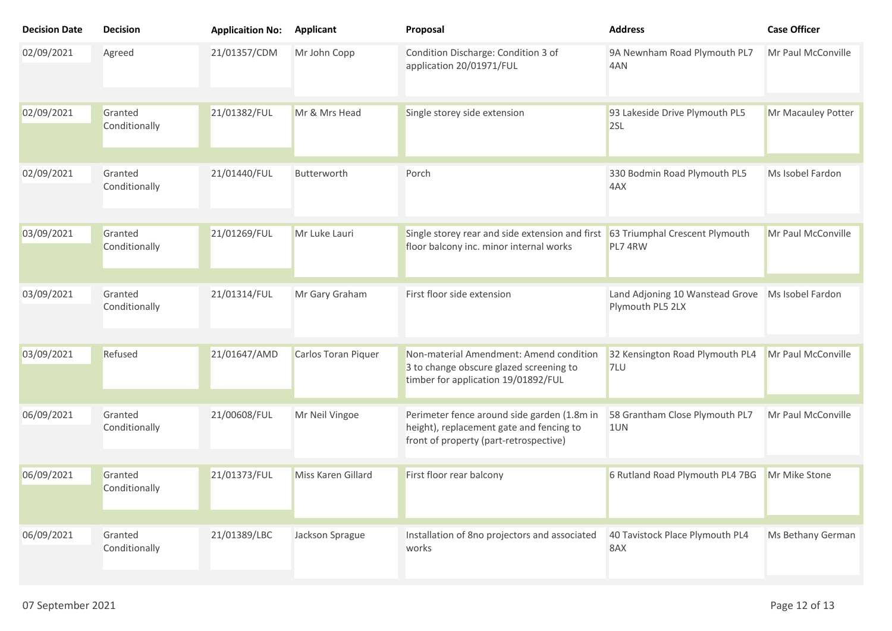| Decision Date | Decision | Applicaition No: | Applicant | Proposal | Address | Case Officer |
|---|---|---|---|---|---|---|
| 02/09/2021 | Agreed | 21/01357/CDM | Mr John Copp | Condition Discharge: Condition 3 of application 20/01971/FUL | 9A Newnham Road Plymouth PL7 4AN | Mr Paul McConville |
| 02/09/2021 | Granted Conditionally | 21/01382/FUL | Mr & Mrs Head | Single storey side extension | 93 Lakeside Drive Plymouth PL5 2SL | Mr Macauley Potter |
| 02/09/2021 | Granted Conditionally | 21/01440/FUL | Butterworth | Porch | 330 Bodmin Road Plymouth PL5 4AX | Ms Isobel Fardon |
| 03/09/2021 | Granted Conditionally | 21/01269/FUL | Mr Luke Lauri | Single storey rear and side extension and first floor balcony inc. minor internal works | 63 Triumphal Crescent Plymouth PL7 4RW | Mr Paul McConville |
| 03/09/2021 | Granted Conditionally | 21/01314/FUL | Mr Gary Graham | First floor side extension | Land Adjoning 10 Wanstead Grove Plymouth PL5 2LX | Ms Isobel Fardon |
| 03/09/2021 | Refused | 21/01647/AMD | Carlos Toran Piquer | Non-material Amendment: Amend condition 3 to change obscure glazed screening to timber for application 19/01892/FUL | 32 Kensington Road Plymouth PL4 7LU | Mr Paul McConville |
| 06/09/2021 | Granted Conditionally | 21/00608/FUL | Mr Neil Vingoe | Perimeter fence around side garden (1.8m in height), replacement gate and fencing to front of property (part-retrospective) | 58 Grantham Close Plymouth PL7 1UN | Mr Paul McConville |
| 06/09/2021 | Granted Conditionally | 21/01373/FUL | Miss Karen Gillard | First floor rear balcony | 6 Rutland Road Plymouth PL4 7BG | Mr Mike Stone |
| 06/09/2021 | Granted Conditionally | 21/01389/LBC | Jackson Sprague | Installation of 8no projectors and associated works | 40 Tavistock Place Plymouth PL4 8AX | Ms Bethany German |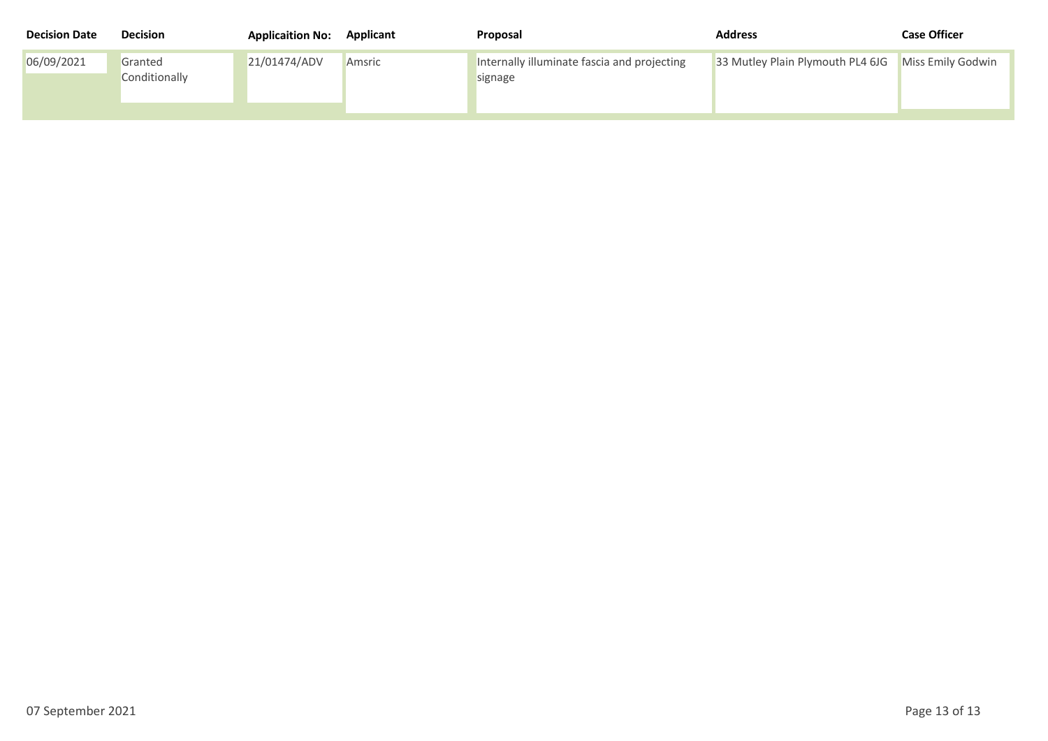| Decision Date | Decision | Applicaition No: | Applicant | Proposal | Address | Case Officer |
| --- | --- | --- | --- | --- | --- | --- |
| 06/09/2021 | Granted Conditionally | 21/01474/ADV | Amsric | Internally illuminate fascia and projecting signage | 33 Mutley Plain Plymouth PL4 6JG | Miss Emily Godwin |